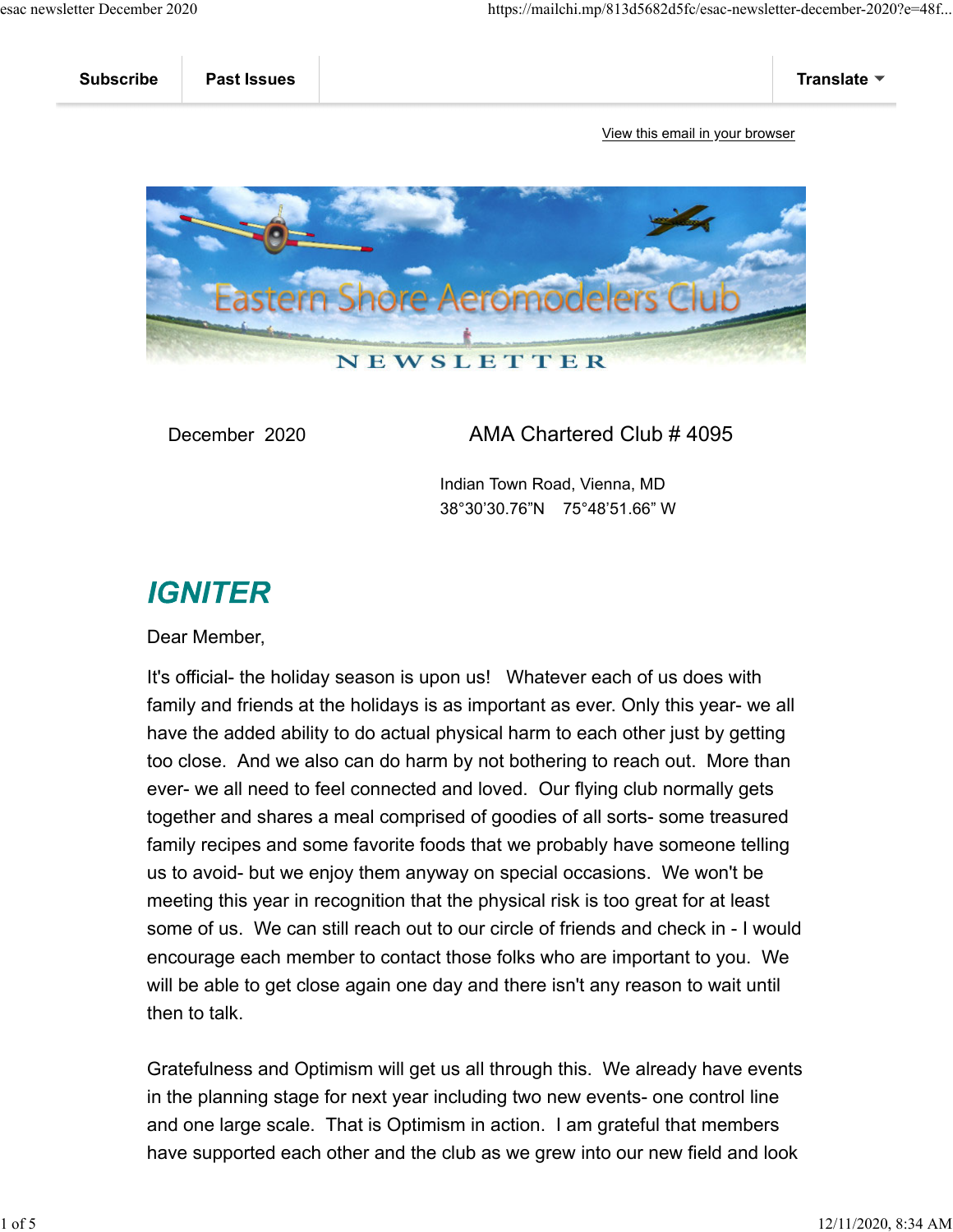Subscribe | Past Issues | Translate

View this email in your browser

# Eastern Shore Aeromodelers Club NEWSLETTER

December 2020 — AMA Chartered Club # 4095

Indian Town Road, Vienna, MD
38°30'30.76"N 75°48'51.66" W

## *IGNITER*

Dear Member,

It's official- the holiday season is upon us! Whatever each of us does with family and friends at the holidays is as important as ever. Only this year- we all have the added ability to do actual physical harm to each other just by getting too close. And we also can do harm by not bothering to reach out. More than ever- we all need to feel connected and loved. Our flying club normally gets together and shares a meal comprised of goodies of all sorts- some treasured family recipes and some favorite foods that we probably have someone telling us to avoid- but we enjoy them anyway on special occasions. We won't be meeting this year in recognition that the physical risk is too great for at least some of us. We can still reach out to our circle of friends and check in - I would encourage each member to contact those folks who are important to you. We will be able to get close again one day and there isn't any reason to wait until then to talk.

Gratefulness and Optimism will get us all through this. We already have events in the planning stage for next year including two new events- one control line and one large scale. That is Optimism in action. I am grateful that members have supported each other and the club as we grew into our new field and look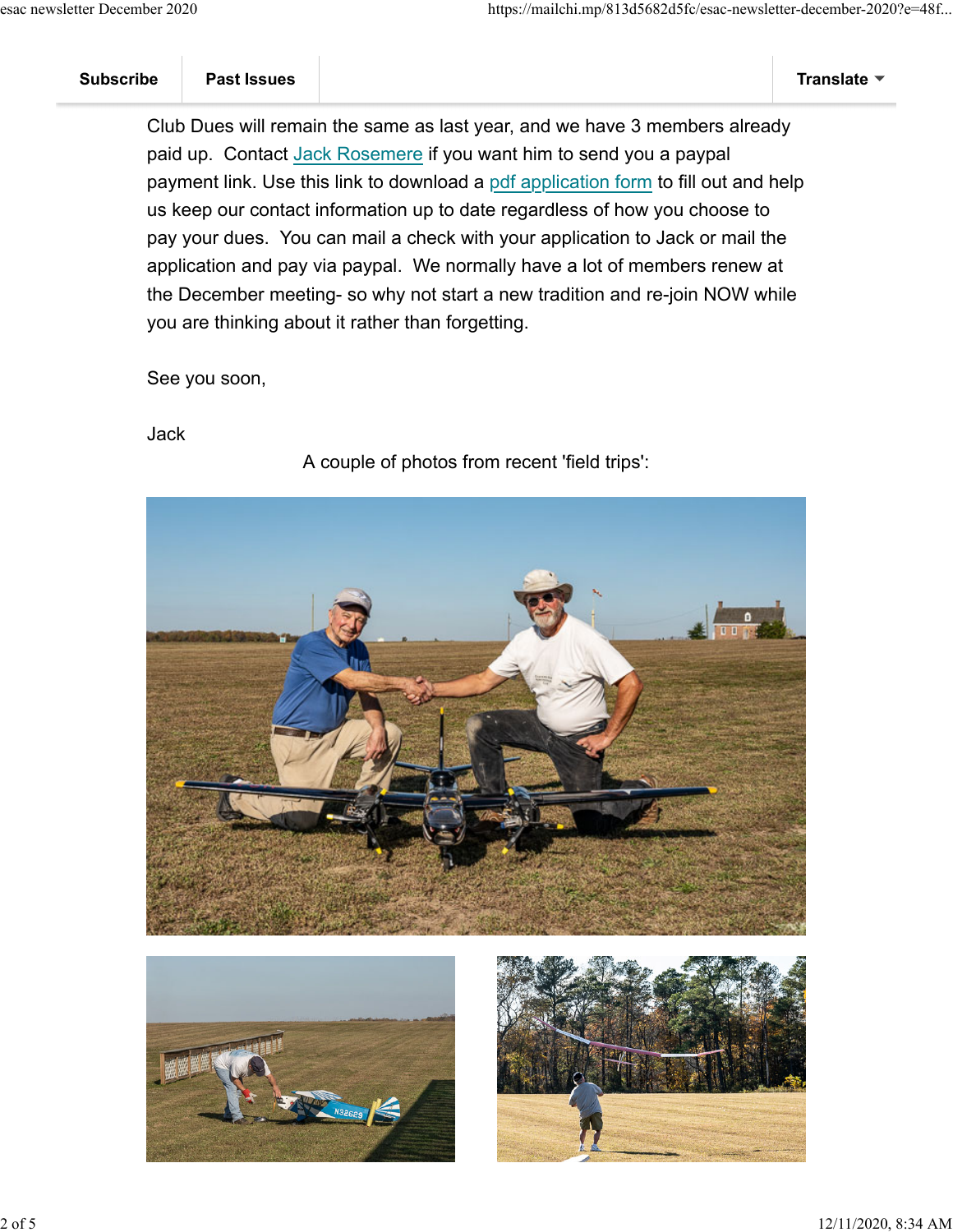Subscribe | Past Issues | Translate

Club Dues will remain the same as last year, and we have 3 members already paid up. Contact Jack Rosemere if you want him to send you a paypal payment link. Use this link to download a pdf application form to fill out and help us keep our contact information up to date regardless of how you choose to pay your dues. You can mail a check with your application to Jack or mail the application and pay via paypal. We normally have a lot of members renew at the December meeting- so why not start a new tradition and re-join NOW while you are thinking about it rather than forgetting.

See you soon,

Jack

A couple of photos from recent 'field trips':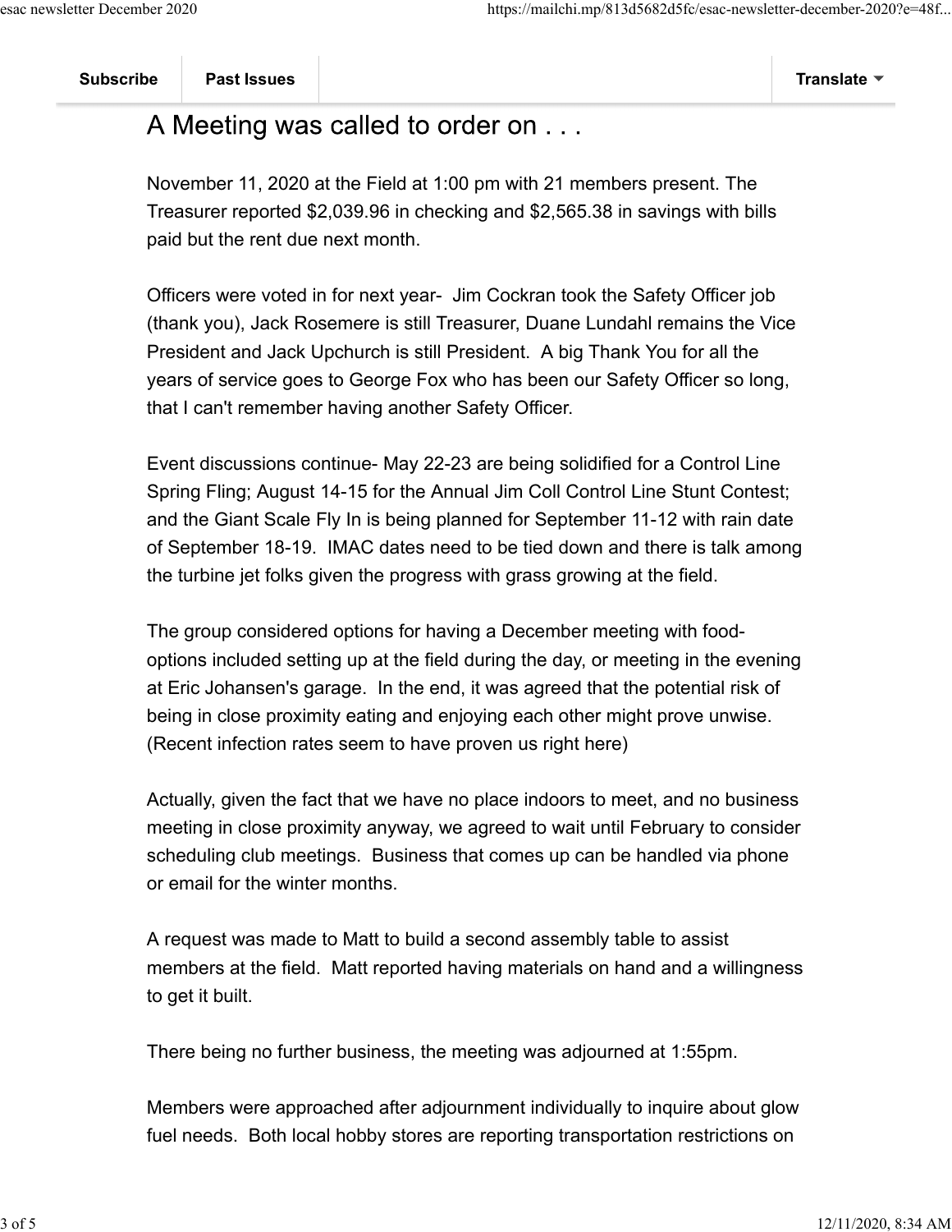# A Meeting was called to order on . . .

November 11, 2020 at the Field at 1:00 pm with 21 members present. The Treasurer reported $2,039.96 in checking and $2,565.38 in savings with bills paid but the rent due next month.

Officers were voted in for next year- Jim Cockran took the Safety Officer job (thank you), Jack Rosemere is still Treasurer, Duane Lundahl remains the Vice President and Jack Upchurch is still President. A big Thank You for all the years of service goes to George Fox who has been our Safety Officer so long, that I can't remember having another Safety Officer.

Event discussions continue- May 22-23 are being solidified for a Control Line Spring Fling; August 14-15 for the Annual Jim Coll Control Line Stunt Contest; and the Giant Scale Fly In is being planned for September 11-12 with rain date of September 18-19. IMAC dates need to be tied down and there is talk among the turbine jet folks given the progress with grass growing at the field.

The group considered options for having a December meeting with food- options included setting up at the field during the day, or meeting in the evening at Eric Johansen's garage. In the end, it was agreed that the potential risk of being in close proximity eating and enjoying each other might prove unwise. (Recent infection rates seem to have proven us right here)

Actually, given the fact that we have no place indoors to meet, and no business meeting in close proximity anyway, we agreed to wait until February to consider scheduling club meetings. Business that comes up can be handled via phone or email for the winter months.

A request was made to Matt to build a second assembly table to assist members at the field. Matt reported having materials on hand and a willingness to get it built.

There being no further business, the meeting was adjourned at 1:55pm.

Members were approached after adjournment individually to inquire about glow fuel needs. Both local hobby stores are reporting transportation restrictions on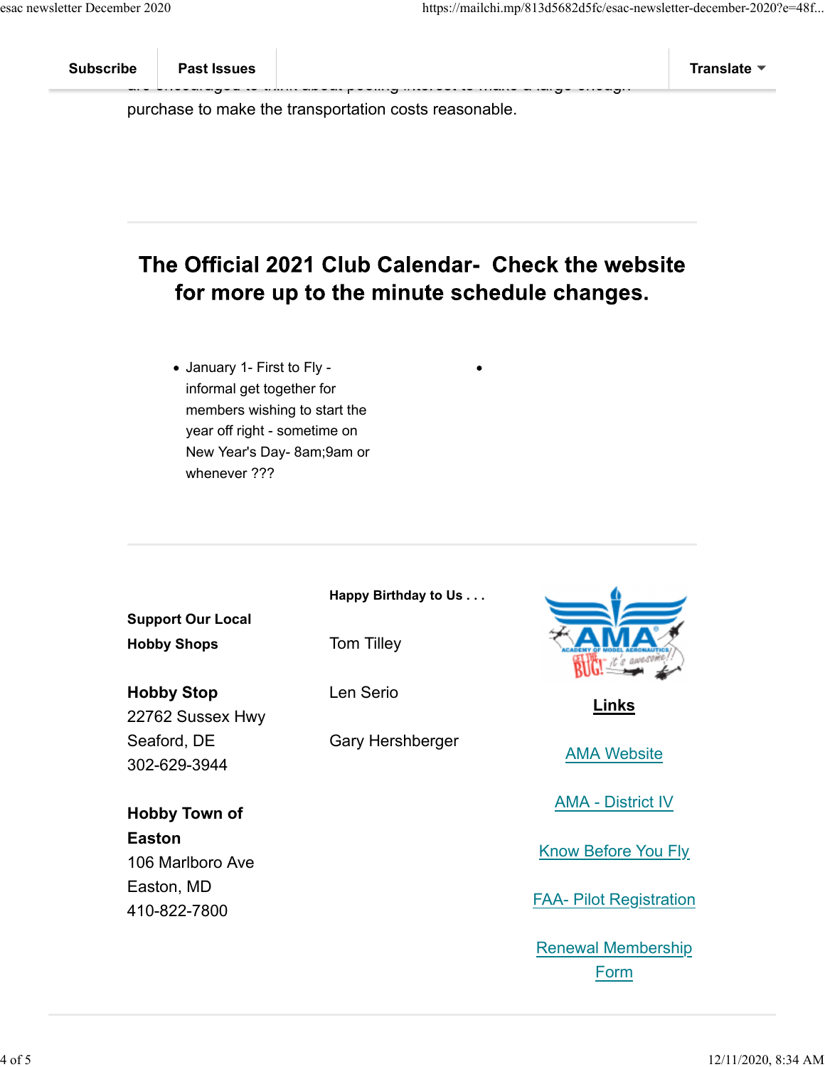purchase to make the transportation costs reasonable.

---

## The Official 2021 Club Calendar- Check the website for more up to the minute schedule changes.

- January 1- First to Fly - informal get together for members wishing to start the year off right - sometime on New Year's Day- 8am;9am or whenever ???

---

**Support Our Local Hobby Shops**

**Hobby Stop**
22762 Sussex Hwy
Seaford, DE
302-629-3944

**Hobby Town of Easton**
106 Marlboro Ave
Easton, MD
410-822-7800

**Happy Birthday to Us . . .**

Tom Tilley

Len Serio

Gary Hershberger

**Links**

AMA Website

AMA - District IV

Know Before You Fly

FAA- Pilot Registration

Renewal Membership Form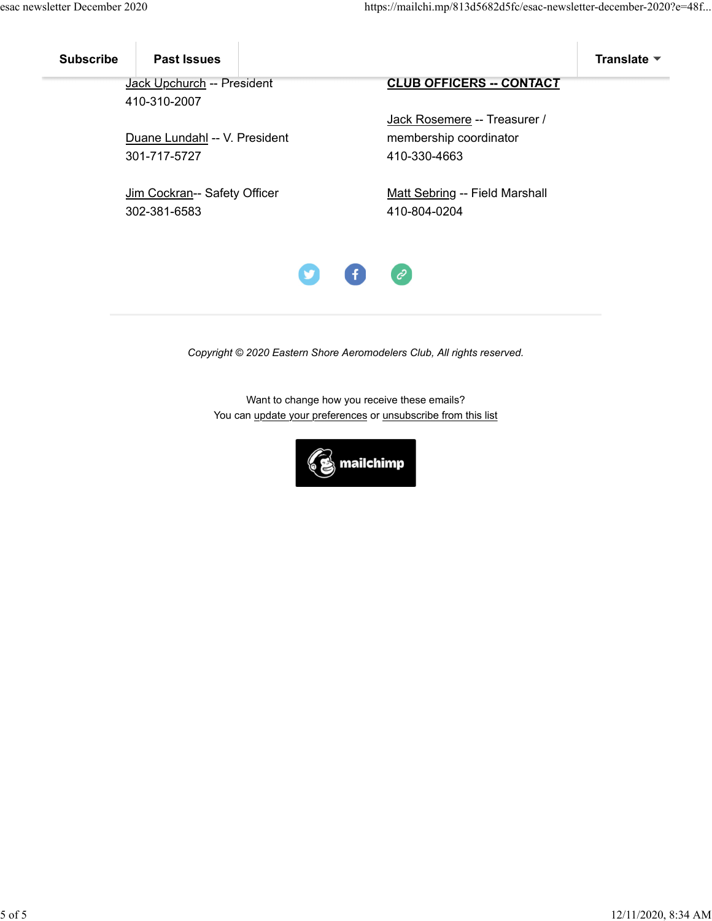Jack Upchurch -- President
410-310-2007

Duane Lundahl -- V. President
301-717-5727

Jim Cockran-- Safety Officer
302-381-6583

**CLUB OFFICERS -- CONTACT**

Jack Rosemere -- Treasurer / membership coordinator
410-330-4663

Matt Sebring -- Field Marshall
410-804-0204

*Copyright © 2020 Eastern Shore Aeromodelers Club, All rights reserved.*

Want to change how you receive these emails?
You can update your preferences or unsubscribe from this list